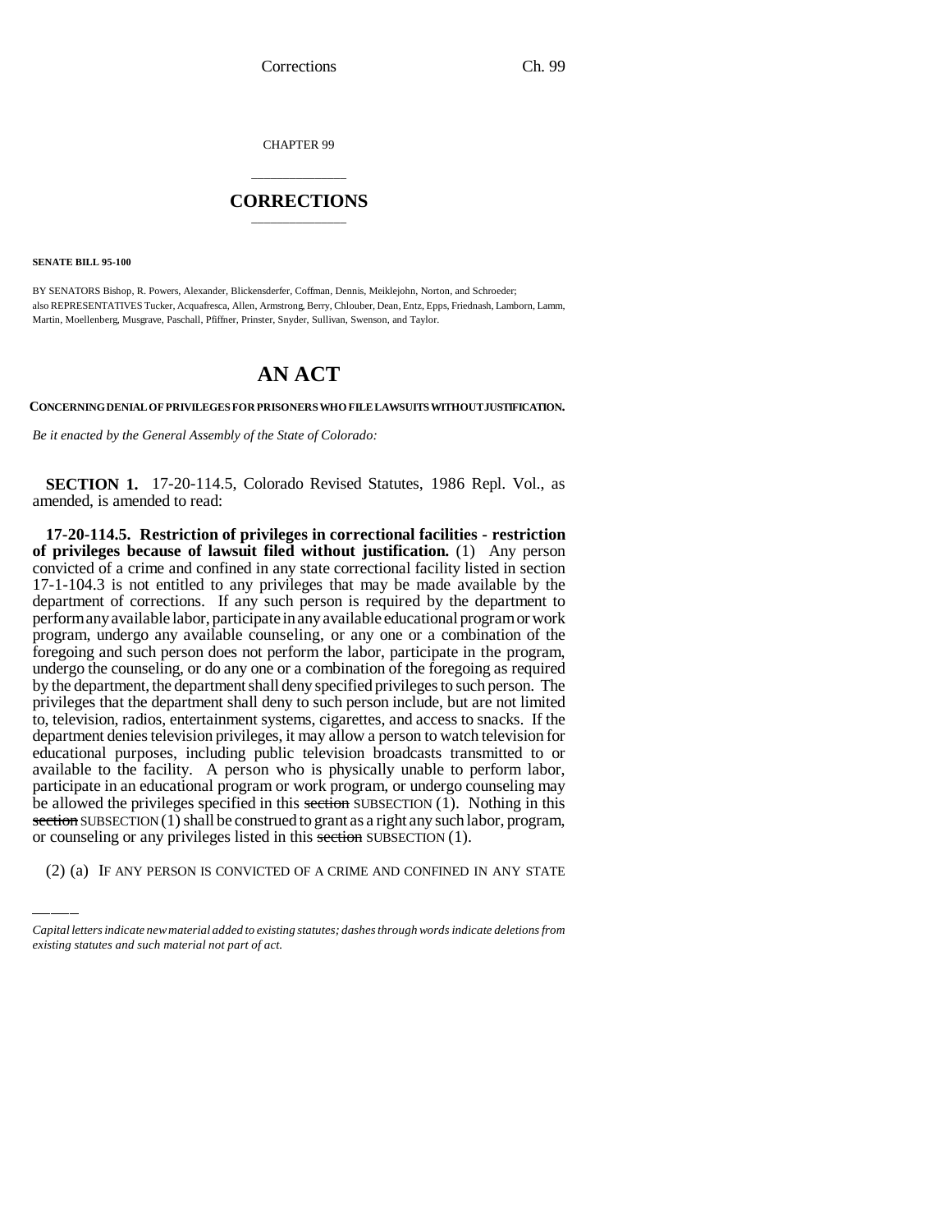CHAPTER 99

# CORRECTIONS

**SENATE BILL 95-100**

BY SENATORS Bishop, R. Powers, Alexander, Blickensderfer, Coffman, Dennis, Meiklejohn, Norton, and Schroeder;
also REPRESENTATIVES Tucker, Acquafresca, Allen, Armstrong, Berry, Chlouber, Dean, Entz, Epps, Friednash, Lamborn, Lamm, Martin, Moellenberg, Musgrave, Paschall, Pfiffner, Prinster, Snyder, Sullivan, Swenson, and Taylor.

# AN ACT

**CONCERNING DENIAL OF PRIVILEGES FOR PRISONERS WHO FILE LAWSUITS WITHOUT JUSTIFICATION.**

*Be it enacted by the General Assembly of the State of Colorado:*

**SECTION 1.** 17-20-114.5, Colorado Revised Statutes, 1986 Repl. Vol., as amended, is amended to read:

**17-20-114.5. Restriction of privileges in correctional facilities - restriction of privileges because of lawsuit filed without justification.** (1) Any person convicted of a crime and confined in any state correctional facility listed in section 17-1-104.3 is not entitled to any privileges that may be made available by the department of corrections. If any such person is required by the department to perform any available labor, participate in any available educational program or work program, undergo any available counseling, or any one or a combination of the foregoing and such person does not perform the labor, participate in the program, undergo the counseling, or do any one or a combination of the foregoing as required by the department, the department shall deny specified privileges to such person. The privileges that the department shall deny to such person include, but are not limited to, television, radios, entertainment systems, cigarettes, and access to snacks. If the department denies television privileges, it may allow a person to watch television for educational purposes, including public television broadcasts transmitted to or available to the facility. A person who is physically unable to perform labor, participate in an educational program or work program, or undergo counseling may be allowed the privileges specified in this ~~section~~ SUBSECTION (1). Nothing in this ~~section~~ SUBSECTION (1) shall be construed to grant as a right any such labor, program, or counseling or any privileges listed in this ~~section~~ SUBSECTION (1).

(2) (a) IF ANY PERSON IS CONVICTED OF A CRIME AND CONFINED IN ANY STATE

*Capital letters indicate new material added to existing statutes; dashes through words indicate deletions from existing statutes and such material not part of act.*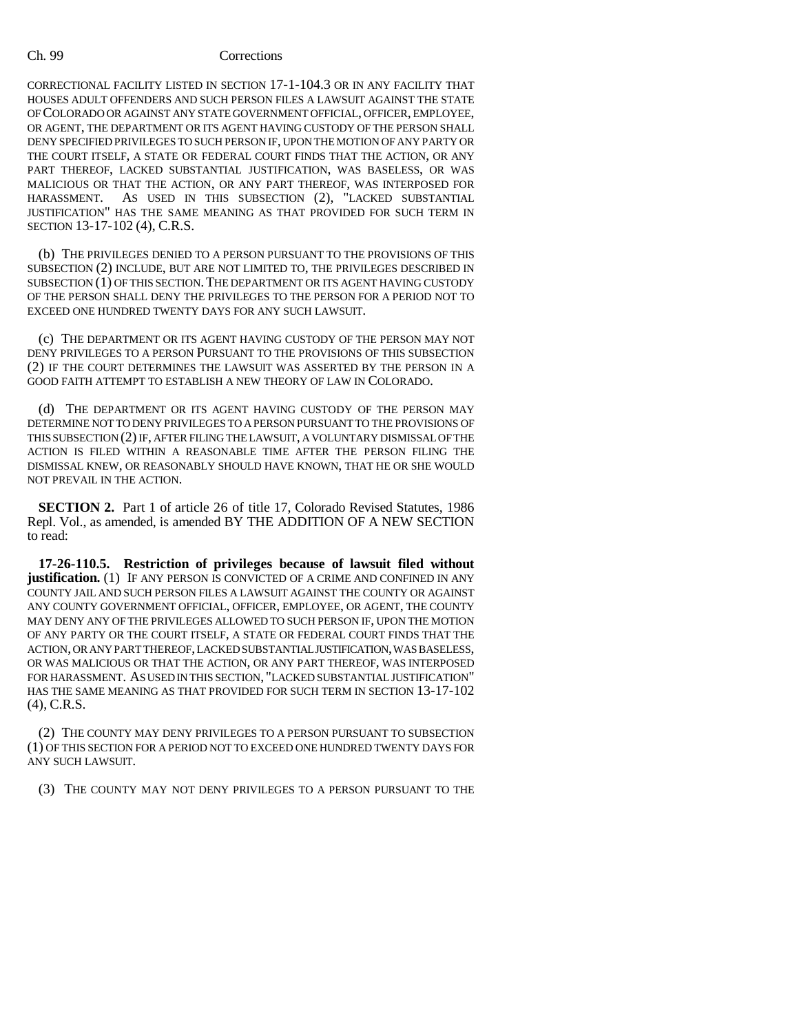CORRECTIONAL FACILITY LISTED IN SECTION 17-1-104.3 OR IN ANY FACILITY THAT HOUSES ADULT OFFENDERS AND SUCH PERSON FILES A LAWSUIT AGAINST THE STATE OF COLORADO OR AGAINST ANY STATE GOVERNMENT OFFICIAL, OFFICER, EMPLOYEE, OR AGENT, THE DEPARTMENT OR ITS AGENT HAVING CUSTODY OF THE PERSON SHALL DENY SPECIFIED PRIVILEGES TO SUCH PERSON IF, UPON THE MOTION OF ANY PARTY OR THE COURT ITSELF, A STATE OR FEDERAL COURT FINDS THAT THE ACTION, OR ANY PART THEREOF, LACKED SUBSTANTIAL JUSTIFICATION, WAS BASELESS, OR WAS MALICIOUS OR THAT THE ACTION, OR ANY PART THEREOF, WAS INTERPOSED FOR HARASSMENT. AS USED IN THIS SUBSECTION (2), "LACKED SUBSTANTIAL JUSTIFICATION" HAS THE SAME MEANING AS THAT PROVIDED FOR SUCH TERM IN SECTION 13-17-102 (4), C.R.S.

(b) THE PRIVILEGES DENIED TO A PERSON PURSUANT TO THE PROVISIONS OF THIS SUBSECTION (2) INCLUDE, BUT ARE NOT LIMITED TO, THE PRIVILEGES DESCRIBED IN SUBSECTION (1) OF THIS SECTION. THE DEPARTMENT OR ITS AGENT HAVING CUSTODY OF THE PERSON SHALL DENY THE PRIVILEGES TO THE PERSON FOR A PERIOD NOT TO EXCEED ONE HUNDRED TWENTY DAYS FOR ANY SUCH LAWSUIT.

(c) THE DEPARTMENT OR ITS AGENT HAVING CUSTODY OF THE PERSON MAY NOT DENY PRIVILEGES TO A PERSON PURSUANT TO THE PROVISIONS OF THIS SUBSECTION (2) IF THE COURT DETERMINES THE LAWSUIT WAS ASSERTED BY THE PERSON IN A GOOD FAITH ATTEMPT TO ESTABLISH A NEW THEORY OF LAW IN COLORADO.

(d) THE DEPARTMENT OR ITS AGENT HAVING CUSTODY OF THE PERSON MAY DETERMINE NOT TO DENY PRIVILEGES TO A PERSON PURSUANT TO THE PROVISIONS OF THIS SUBSECTION (2) IF, AFTER FILING THE LAWSUIT, A VOLUNTARY DISMISSAL OF THE ACTION IS FILED WITHIN A REASONABLE TIME AFTER THE PERSON FILING THE DISMISSAL KNEW, OR REASONABLY SHOULD HAVE KNOWN, THAT HE OR SHE WOULD NOT PREVAIL IN THE ACTION.

**SECTION 2.** Part 1 of article 26 of title 17, Colorado Revised Statutes, 1986 Repl. Vol., as amended, is amended BY THE ADDITION OF A NEW SECTION to read:

**17-26-110.5. Restriction of privileges because of lawsuit filed without justification.** (1) IF ANY PERSON IS CONVICTED OF A CRIME AND CONFINED IN ANY COUNTY JAIL AND SUCH PERSON FILES A LAWSUIT AGAINST THE COUNTY OR AGAINST ANY COUNTY GOVERNMENT OFFICIAL, OFFICER, EMPLOYEE, OR AGENT, THE COUNTY MAY DENY ANY OF THE PRIVILEGES ALLOWED TO SUCH PERSON IF, UPON THE MOTION OF ANY PARTY OR THE COURT ITSELF, A STATE OR FEDERAL COURT FINDS THAT THE ACTION, OR ANY PART THEREOF, LACKED SUBSTANTIAL JUSTIFICATION, WAS BASELESS, OR WAS MALICIOUS OR THAT THE ACTION, OR ANY PART THEREOF, WAS INTERPOSED FOR HARASSMENT. AS USED IN THIS SECTION, "LACKED SUBSTANTIAL JUSTIFICATION" HAS THE SAME MEANING AS THAT PROVIDED FOR SUCH TERM IN SECTION 13-17-102 (4), C.R.S.

(2) THE COUNTY MAY DENY PRIVILEGES TO A PERSON PURSUANT TO SUBSECTION (1) OF THIS SECTION FOR A PERIOD NOT TO EXCEED ONE HUNDRED TWENTY DAYS FOR ANY SUCH LAWSUIT.

(3) THE COUNTY MAY NOT DENY PRIVILEGES TO A PERSON PURSUANT TO THE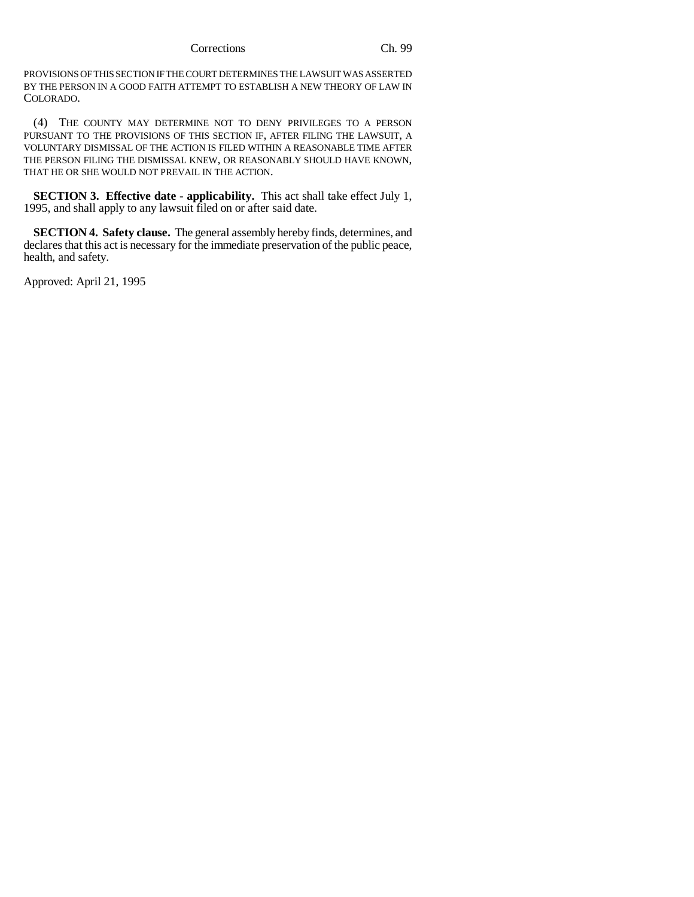PROVISIONS OF THIS SECTION IF THE COURT DETERMINES THE LAWSUIT WAS ASSERTED BY THE PERSON IN A GOOD FAITH ATTEMPT TO ESTABLISH A NEW THEORY OF LAW IN COLORADO.

(4) THE COUNTY MAY DETERMINE NOT TO DENY PRIVILEGES TO A PERSON PURSUANT TO THE PROVISIONS OF THIS SECTION IF, AFTER FILING THE LAWSUIT, A VOLUNTARY DISMISSAL OF THE ACTION IS FILED WITHIN A REASONABLE TIME AFTER THE PERSON FILING THE DISMISSAL KNEW, OR REASONABLY SHOULD HAVE KNOWN, THAT HE OR SHE WOULD NOT PREVAIL IN THE ACTION.

**SECTION 3. Effective date - applicability.** This act shall take effect July 1, 1995, and shall apply to any lawsuit filed on or after said date.

**SECTION 4. Safety clause.** The general assembly hereby finds, determines, and declares that this act is necessary for the immediate preservation of the public peace, health, and safety.

Approved: April 21, 1995